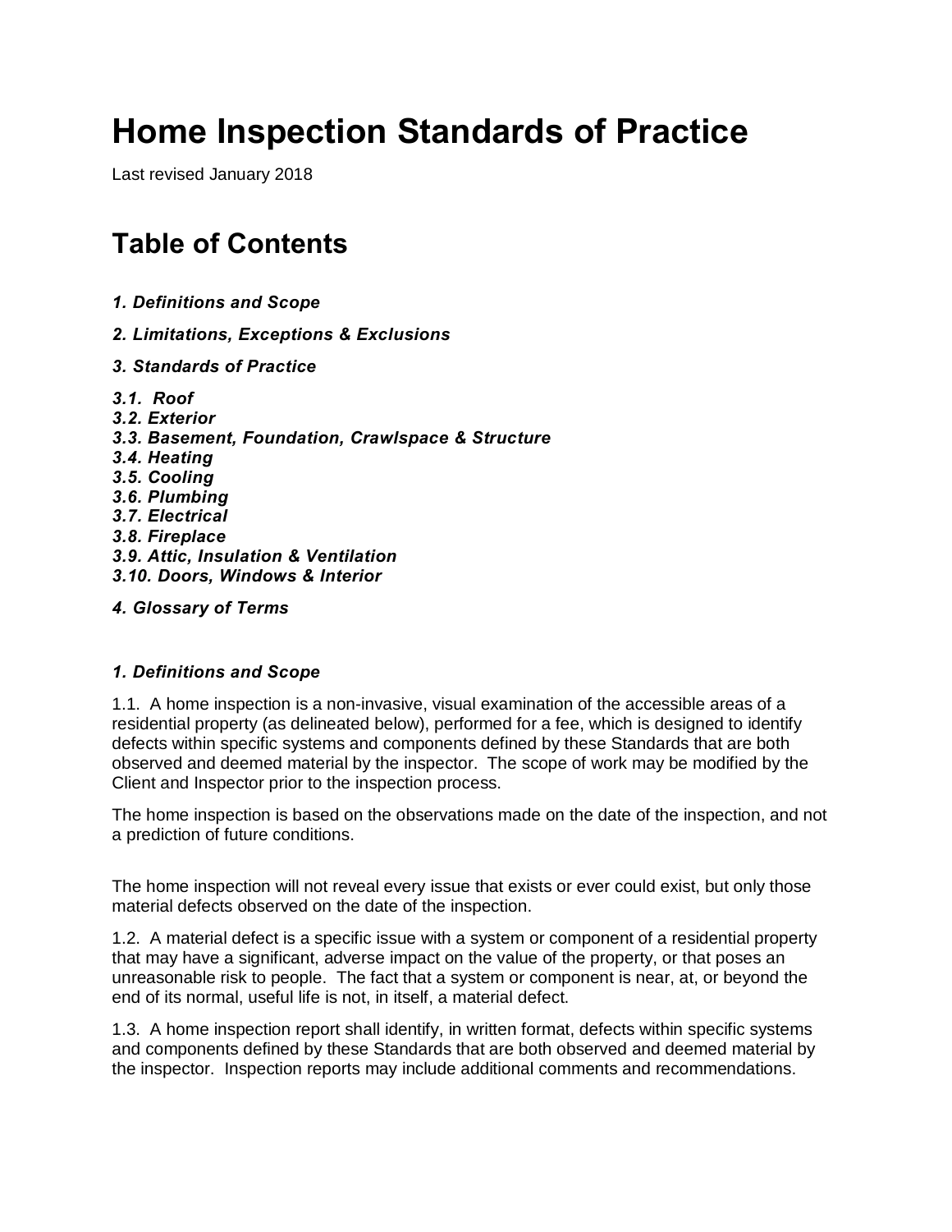# Home Inspection Standards of Practice

Last revised January 2018

## Table of Contents

***1. Definitions and Scope***

***2. Limitations, Exceptions & Exclusions***

***3. Standards of Practice***

***3.1. Roof***
***3.2. Exterior***
***3.3. Basement, Foundation, Crawlspace & Structure***
***3.4. Heating***
***3.5. Cooling***
***3.6. Plumbing***
***3.7. Electrical***
***3.8. Fireplace***
***3.9. Attic, Insulation & Ventilation***
***3.10. Doors, Windows & Interior***

***4. Glossary of Terms***

### *1. Definitions and Scope*

1.1. A home inspection is a non-invasive, visual examination of the accessible areas of a residential property (as delineated below), performed for a fee, which is designed to identify defects within specific systems and components defined by these Standards that are both observed and deemed material by the inspector. The scope of work may be modified by the Client and Inspector prior to the inspection process.

The home inspection is based on the observations made on the date of the inspection, and not a prediction of future conditions.

The home inspection will not reveal every issue that exists or ever could exist, but only those material defects observed on the date of the inspection.

1.2. A material defect is a specific issue with a system or component of a residential property that may have a significant, adverse impact on the value of the property, or that poses an unreasonable risk to people. The fact that a system or component is near, at, or beyond the end of its normal, useful life is not, in itself, a material defect.

1.3. A home inspection report shall identify, in written format, defects within specific systems and components defined by these Standards that are both observed and deemed material by the inspector. Inspection reports may include additional comments and recommendations.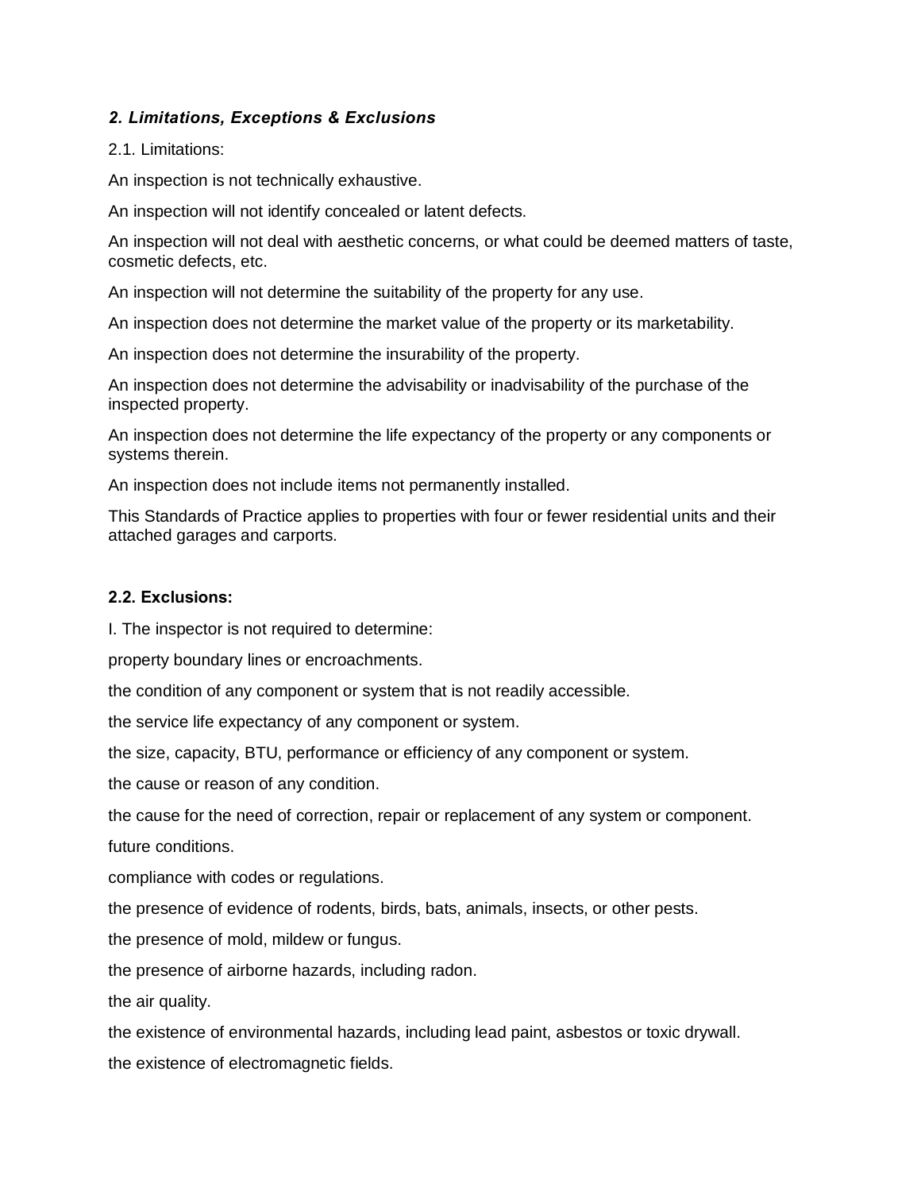## *2. Limitations, Exceptions & Exclusions*

2.1. Limitations:

An inspection is not technically exhaustive.

An inspection will not identify concealed or latent defects.

An inspection will not deal with aesthetic concerns, or what could be deemed matters of taste, cosmetic defects, etc.

An inspection will not determine the suitability of the property for any use.

An inspection does not determine the market value of the property or its marketability.

An inspection does not determine the insurability of the property.

An inspection does not determine the advisability or inadvisability of the purchase of the inspected property.

An inspection does not determine the life expectancy of the property or any components or systems therein.

An inspection does not include items not permanently installed.

This Standards of Practice applies to properties with four or fewer residential units and their attached garages and carports.

### 2.2. Exclusions:

I. The inspector is not required to determine:

property boundary lines or encroachments.

the condition of any component or system that is not readily accessible.

the service life expectancy of any component or system.

the size, capacity, BTU, performance or efficiency of any component or system.

the cause or reason of any condition.

the cause for the need of correction, repair or replacement of any system or component.

future conditions.

compliance with codes or regulations.

the presence of evidence of rodents, birds, bats, animals, insects, or other pests.

the presence of mold, mildew or fungus.

the presence of airborne hazards, including radon.

the air quality.

the existence of environmental hazards, including lead paint, asbestos or toxic drywall.

the existence of electromagnetic fields.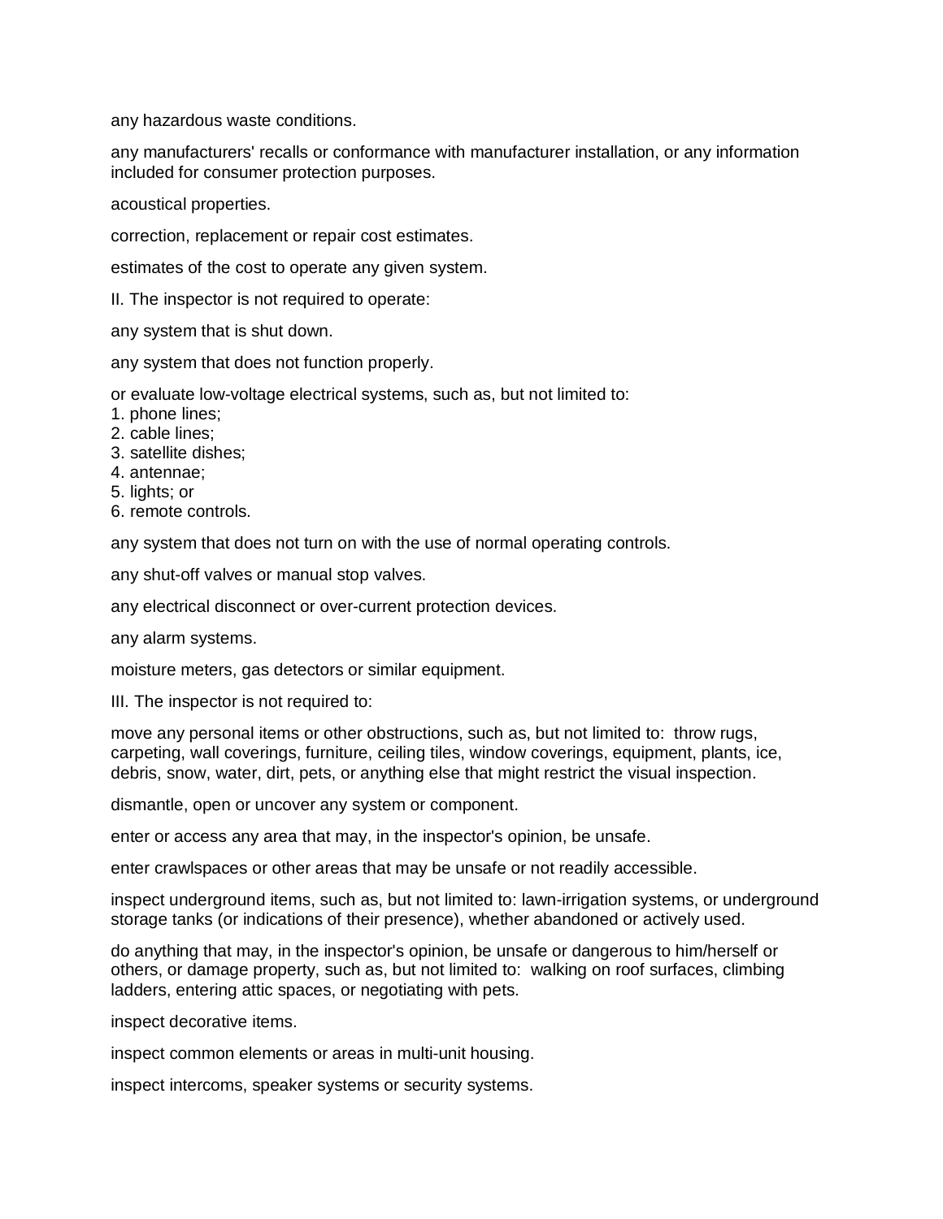any hazardous waste conditions.

any manufacturers' recalls or conformance with manufacturer installation, or any information included for consumer protection purposes.

acoustical properties.

correction, replacement or repair cost estimates.

estimates of the cost to operate any given system.

II. The inspector is not required to operate:

any system that is shut down.

any system that does not function properly.

or evaluate low-voltage electrical systems, such as, but not limited to:
1. phone lines;
2. cable lines;
3. satellite dishes;
4. antennae;
5. lights; or
6. remote controls.

any system that does not turn on with the use of normal operating controls.

any shut-off valves or manual stop valves.

any electrical disconnect or over-current protection devices.

any alarm systems.

moisture meters, gas detectors or similar equipment.

III. The inspector is not required to:

move any personal items or other obstructions, such as, but not limited to: throw rugs, carpeting, wall coverings, furniture, ceiling tiles, window coverings, equipment, plants, ice, debris, snow, water, dirt, pets, or anything else that might restrict the visual inspection.

dismantle, open or uncover any system or component.

enter or access any area that may, in the inspector's opinion, be unsafe.

enter crawlspaces or other areas that may be unsafe or not readily accessible.

inspect underground items, such as, but not limited to: lawn-irrigation systems, or underground storage tanks (or indications of their presence), whether abandoned or actively used.

do anything that may, in the inspector's opinion, be unsafe or dangerous to him/herself or others, or damage property, such as, but not limited to: walking on roof surfaces, climbing ladders, entering attic spaces, or negotiating with pets.

inspect decorative items.

inspect common elements or areas in multi-unit housing.

inspect intercoms, speaker systems or security systems.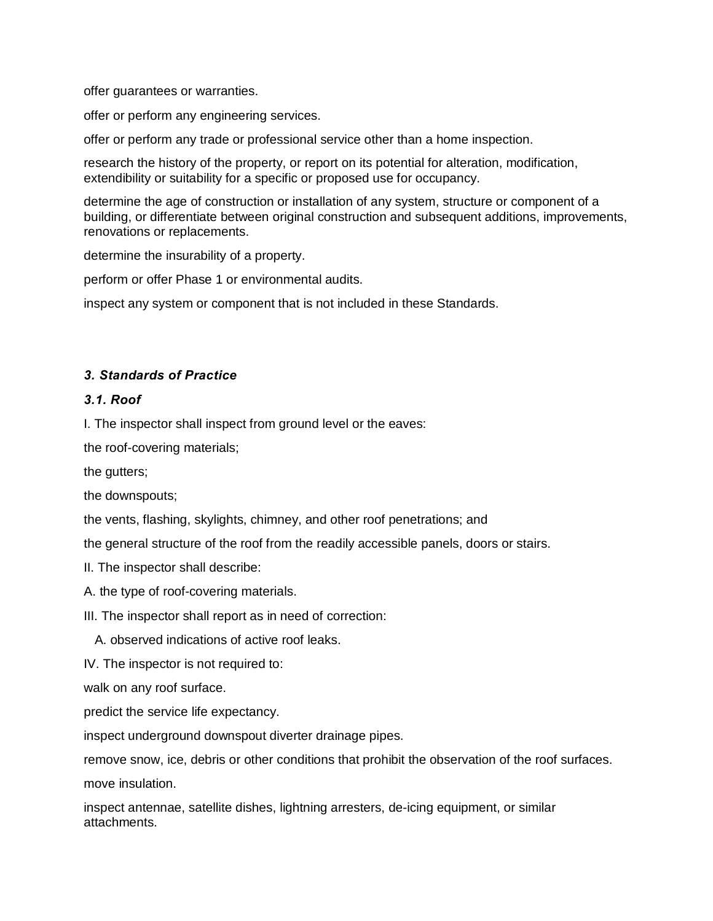offer guarantees or warranties.

offer or perform any engineering services.

offer or perform any trade or professional service other than a home inspection.

research the history of the property, or report on its potential for alteration, modification, extendibility or suitability for a specific or proposed use for occupancy.

determine the age of construction or installation of any system, structure or component of a building, or differentiate between original construction and subsequent additions, improvements, renovations or replacements.

determine the insurability of a property.

perform or offer Phase 1 or environmental audits.

inspect any system or component that is not included in these Standards.

### *3. Standards of Practice*

#### *3.1. Roof*

I. The inspector shall inspect from ground level or the eaves:

the roof-covering materials;

the gutters;

the downspouts;

the vents, flashing, skylights, chimney, and other roof penetrations; and

the general structure of the roof from the readily accessible panels, doors or stairs.

II. The inspector shall describe:

A. the type of roof-covering materials.

III. The inspector shall report as in need of correction:

A. observed indications of active roof leaks.

IV. The inspector is not required to:

walk on any roof surface.

predict the service life expectancy.

inspect underground downspout diverter drainage pipes.

remove snow, ice, debris or other conditions that prohibit the observation of the roof surfaces.

move insulation.

inspect antennae, satellite dishes, lightning arresters, de-icing equipment, or similar attachments.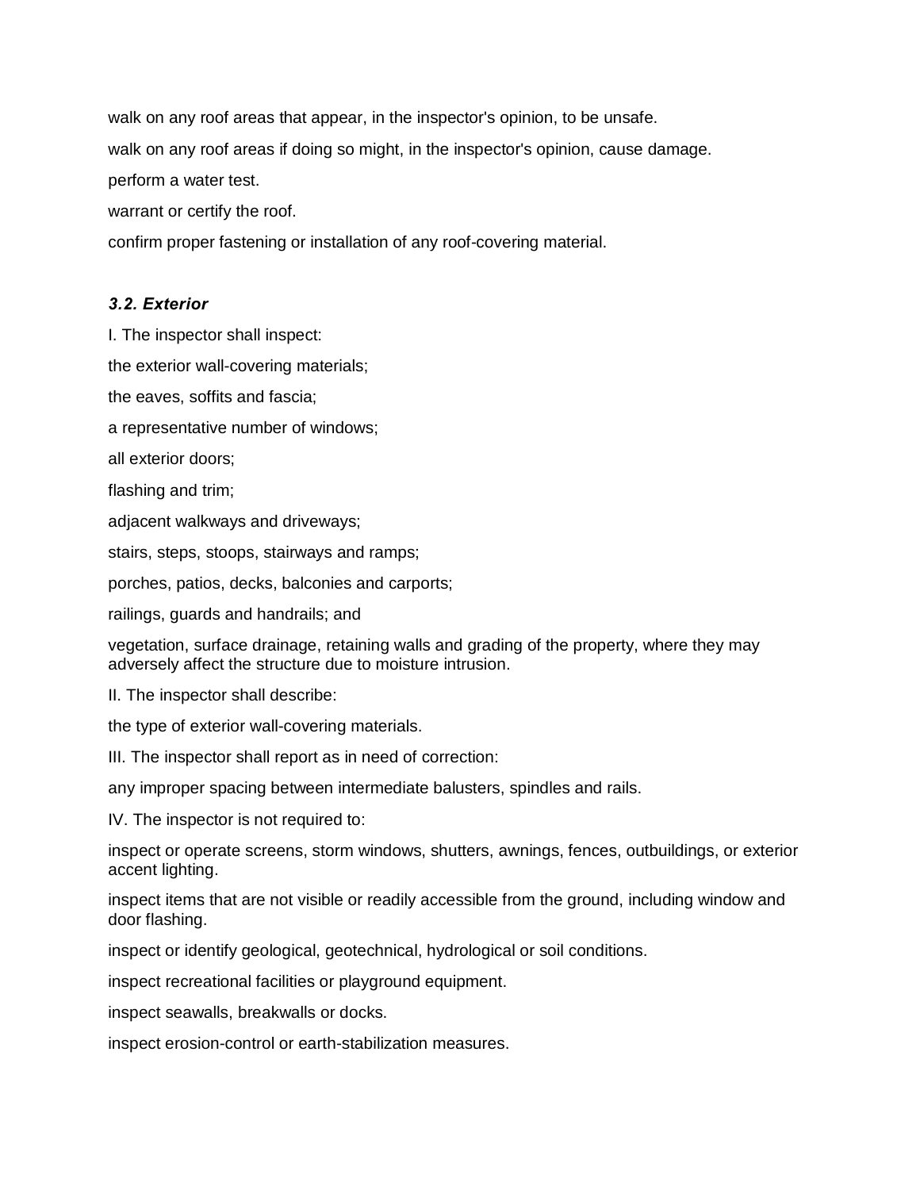walk on any roof areas that appear, in the inspector's opinion, to be unsafe.

walk on any roof areas if doing so might, in the inspector's opinion, cause damage.

perform a water test.

warrant or certify the roof.

confirm proper fastening or installation of any roof-covering material.

### *3.2. Exterior*

I. The inspector shall inspect:

the exterior wall-covering materials;

the eaves, soffits and fascia;

a representative number of windows;

all exterior doors;

flashing and trim;

adjacent walkways and driveways;

stairs, steps, stoops, stairways and ramps;

porches, patios, decks, balconies and carports;

railings, guards and handrails; and

vegetation, surface drainage, retaining walls and grading of the property, where they may adversely affect the structure due to moisture intrusion.

II. The inspector shall describe:

the type of exterior wall-covering materials.

III. The inspector shall report as in need of correction:

any improper spacing between intermediate balusters, spindles and rails.

IV. The inspector is not required to:

inspect or operate screens, storm windows, shutters, awnings, fences, outbuildings, or exterior accent lighting.

inspect items that are not visible or readily accessible from the ground, including window and door flashing.

inspect or identify geological, geotechnical, hydrological or soil conditions.

inspect recreational facilities or playground equipment.

inspect seawalls, breakwalls or docks.

inspect erosion-control or earth-stabilization measures.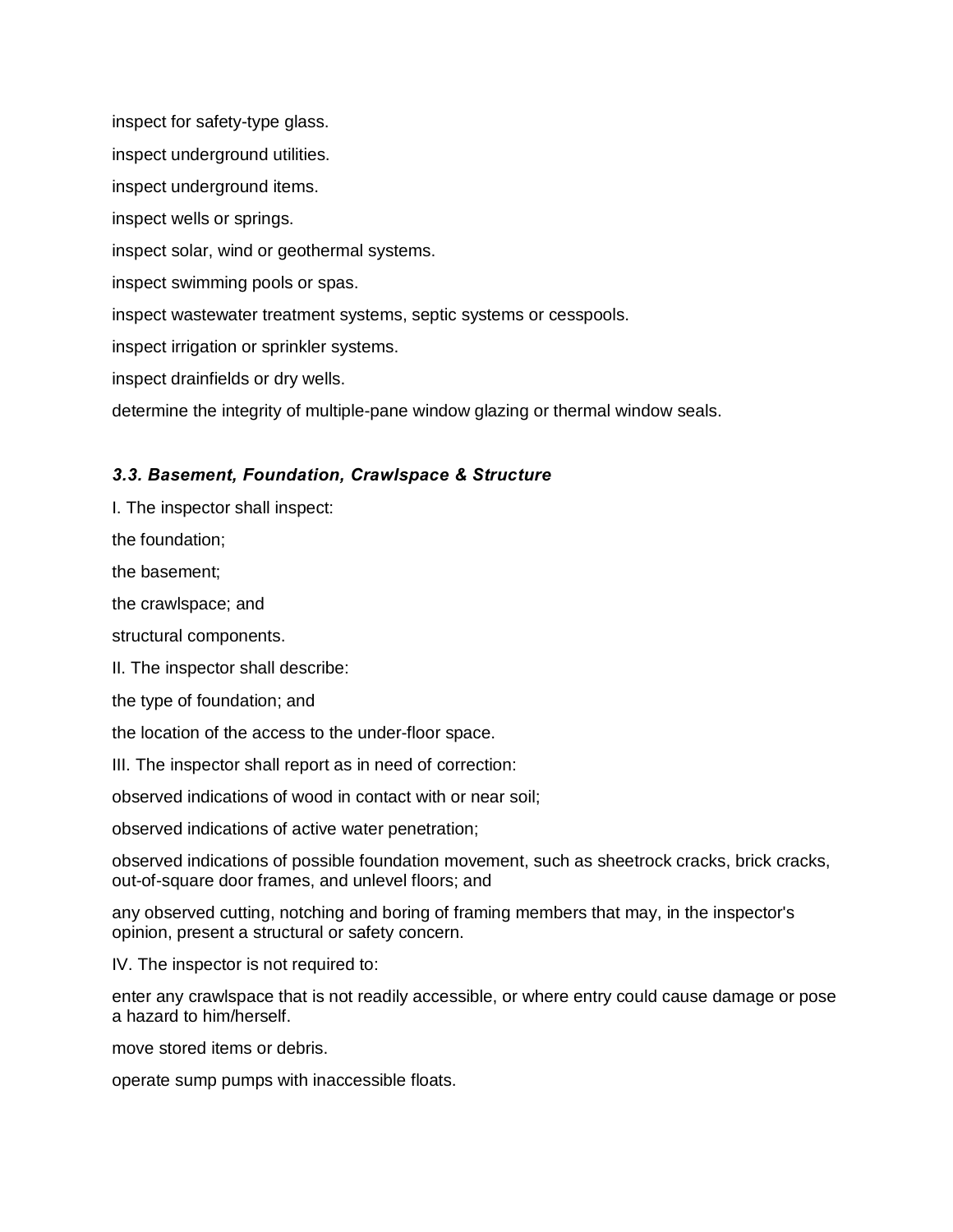inspect for safety-type glass.

inspect underground utilities.

inspect underground items.

inspect wells or springs.

inspect solar, wind or geothermal systems.

inspect swimming pools or spas.

inspect wastewater treatment systems, septic systems or cesspools.

inspect irrigation or sprinkler systems.

inspect drainfields or dry wells.

determine the integrity of multiple-pane window glazing or thermal window seals.

### *3.3. Basement, Foundation, Crawlspace & Structure*

I. The inspector shall inspect:

the foundation;

the basement;

the crawlspace; and

structural components.

II. The inspector shall describe:

the type of foundation; and

the location of the access to the under-floor space.

III. The inspector shall report as in need of correction:

observed indications of wood in contact with or near soil;

observed indications of active water penetration;

observed indications of possible foundation movement, such as sheetrock cracks, brick cracks, out-of-square door frames, and unlevel floors; and

any observed cutting, notching and boring of framing members that may, in the inspector's opinion, present a structural or safety concern.

IV. The inspector is not required to:

enter any crawlspace that is not readily accessible, or where entry could cause damage or pose a hazard to him/herself.

move stored items or debris.

operate sump pumps with inaccessible floats.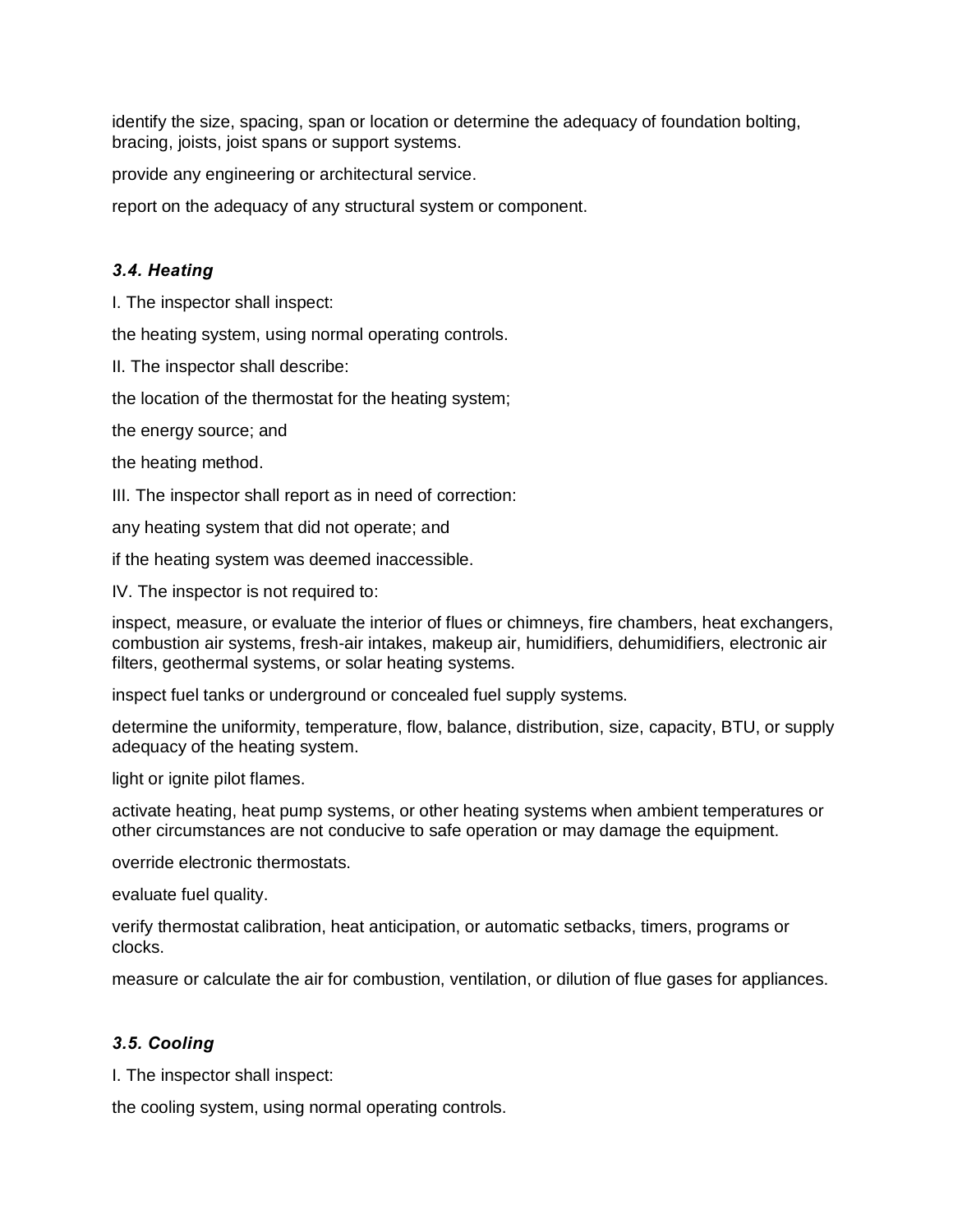identify the size, spacing, span or location or determine the adequacy of foundation bolting, bracing, joists, joist spans or support systems.

provide any engineering or architectural service.

report on the adequacy of any structural system or component.

### *3.4. Heating*

I. The inspector shall inspect:

the heating system, using normal operating controls.

II. The inspector shall describe:

the location of the thermostat for the heating system;

the energy source; and

the heating method.

III. The inspector shall report as in need of correction:

any heating system that did not operate; and

if the heating system was deemed inaccessible.

IV. The inspector is not required to:

inspect, measure, or evaluate the interior of flues or chimneys, fire chambers, heat exchangers, combustion air systems, fresh-air intakes, makeup air, humidifiers, dehumidifiers, electronic air filters, geothermal systems, or solar heating systems.

inspect fuel tanks or underground or concealed fuel supply systems.

determine the uniformity, temperature, flow, balance, distribution, size, capacity, BTU, or supply adequacy of the heating system.

light or ignite pilot flames.

activate heating, heat pump systems, or other heating systems when ambient temperatures or other circumstances are not conducive to safe operation or may damage the equipment.

override electronic thermostats.

evaluate fuel quality.

verify thermostat calibration, heat anticipation, or automatic setbacks, timers, programs or clocks.

measure or calculate the air for combustion, ventilation, or dilution of flue gases for appliances.

### *3.5. Cooling*

I. The inspector shall inspect:

the cooling system, using normal operating controls.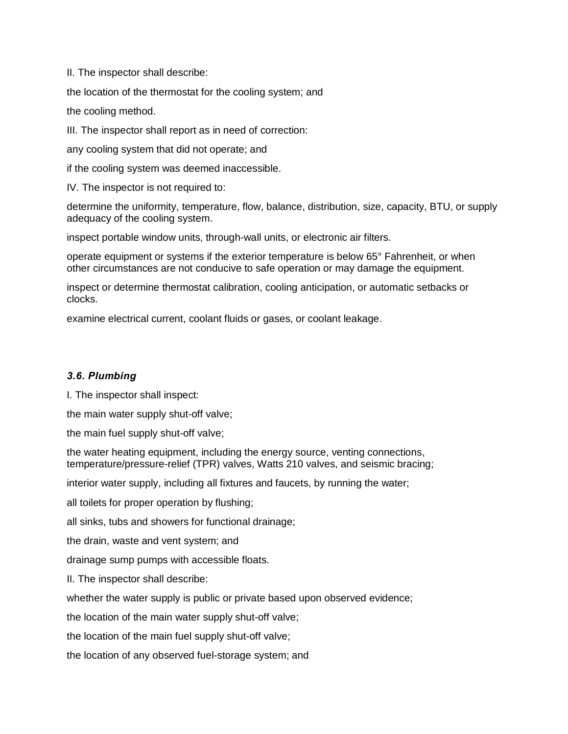II. The inspector shall describe:

the location of the thermostat for the cooling system; and

the cooling method.

III. The inspector shall report as in need of correction:

any cooling system that did not operate; and

if the cooling system was deemed inaccessible.

IV. The inspector is not required to:

determine the uniformity, temperature, flow, balance, distribution, size, capacity, BTU, or supply adequacy of the cooling system.

inspect portable window units, through-wall units, or electronic air filters.

operate equipment or systems if the exterior temperature is below 65° Fahrenheit, or when other circumstances are not conducive to safe operation or may damage the equipment.

inspect or determine thermostat calibration, cooling anticipation, or automatic setbacks or clocks.

examine electrical current, coolant fluids or gases, or coolant leakage.

### *3.6. Plumbing*

I. The inspector shall inspect:

the main water supply shut-off valve;

the main fuel supply shut-off valve;

the water heating equipment, including the energy source, venting connections, temperature/pressure-relief (TPR) valves, Watts 210 valves, and seismic bracing;

interior water supply, including all fixtures and faucets, by running the water;

all toilets for proper operation by flushing;

all sinks, tubs and showers for functional drainage;

the drain, waste and vent system; and

drainage sump pumps with accessible floats.

II. The inspector shall describe:

whether the water supply is public or private based upon observed evidence;

the location of the main water supply shut-off valve;

the location of the main fuel supply shut-off valve;

the location of any observed fuel-storage system; and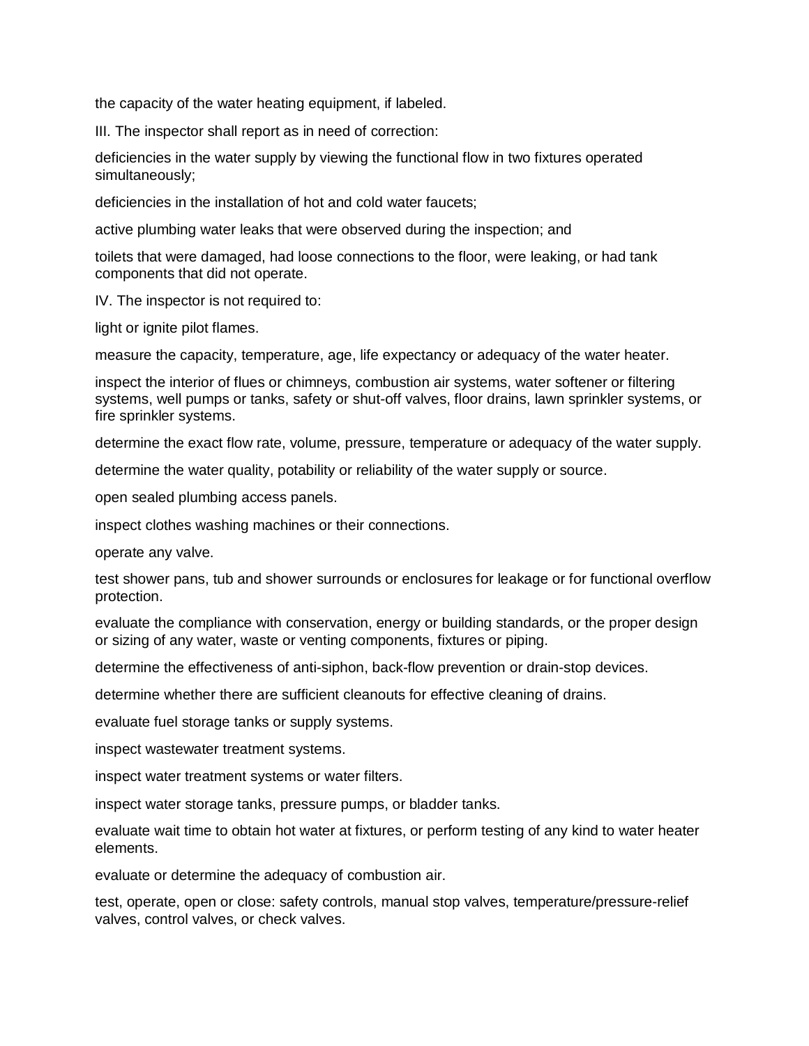the capacity of the water heating equipment, if labeled.

III. The inspector shall report as in need of correction:

deficiencies in the water supply by viewing the functional flow in two fixtures operated simultaneously;

deficiencies in the installation of hot and cold water faucets;

active plumbing water leaks that were observed during the inspection; and

toilets that were damaged, had loose connections to the floor, were leaking, or had tank components that did not operate.

IV. The inspector is not required to:

light or ignite pilot flames.

measure the capacity, temperature, age, life expectancy or adequacy of the water heater.

inspect the interior of flues or chimneys, combustion air systems, water softener or filtering systems, well pumps or tanks, safety or shut-off valves, floor drains, lawn sprinkler systems, or fire sprinkler systems.

determine the exact flow rate, volume, pressure, temperature or adequacy of the water supply.

determine the water quality, potability or reliability of the water supply or source.

open sealed plumbing access panels.

inspect clothes washing machines or their connections.

operate any valve.

test shower pans, tub and shower surrounds or enclosures for leakage or for functional overflow protection.

evaluate the compliance with conservation, energy or building standards, or the proper design or sizing of any water, waste or venting components, fixtures or piping.

determine the effectiveness of anti-siphon, back-flow prevention or drain-stop devices.

determine whether there are sufficient cleanouts for effective cleaning of drains.

evaluate fuel storage tanks or supply systems.

inspect wastewater treatment systems.

inspect water treatment systems or water filters.

inspect water storage tanks, pressure pumps, or bladder tanks.

evaluate wait time to obtain hot water at fixtures, or perform testing of any kind to water heater elements.

evaluate or determine the adequacy of combustion air.

test, operate, open or close: safety controls, manual stop valves, temperature/pressure-relief valves, control valves, or check valves.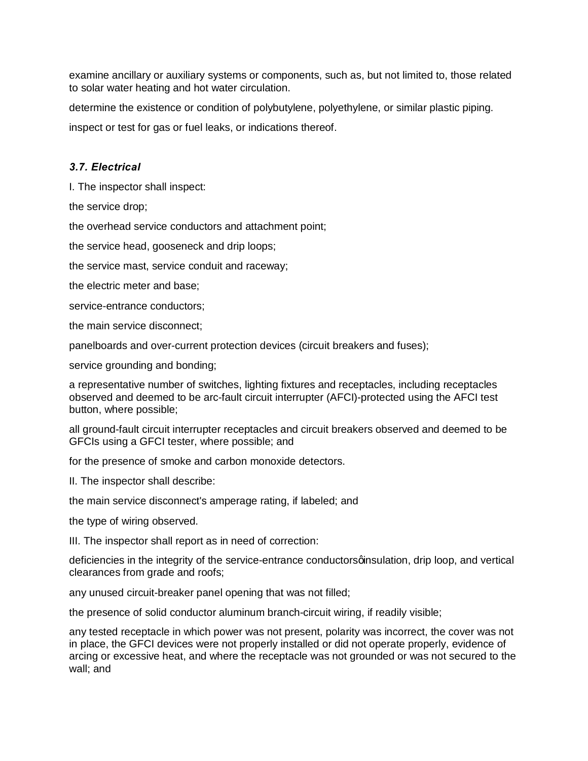examine ancillary or auxiliary systems or components, such as, but not limited to, those related to solar water heating and hot water circulation.

determine the existence or condition of polybutylene, polyethylene, or similar plastic piping.

inspect or test for gas or fuel leaks, or indications thereof.

### *3.7. Electrical*

I. The inspector shall inspect:

the service drop;

the overhead service conductors and attachment point;

the service head, gooseneck and drip loops;

the service mast, service conduit and raceway;

the electric meter and base;

service-entrance conductors;

the main service disconnect;

panelboards and over-current protection devices (circuit breakers and fuses);

service grounding and bonding;

a representative number of switches, lighting fixtures and receptacles, including receptacles observed and deemed to be arc-fault circuit interrupter (AFCI)-protected using the AFCI test button, where possible;

all ground-fault circuit interrupter receptacles and circuit breakers observed and deemed to be GFCIs using a GFCI tester, where possible; and

for the presence of smoke and carbon monoxide detectors.

II. The inspector shall describe:

the main service disconnect's amperage rating, if labeled; and

the type of wiring observed.

III. The inspector shall report as in need of correction:

deficiencies in the integrity of the service-entrance conductorsginsulation, drip loop, and vertical clearances from grade and roofs;

any unused circuit-breaker panel opening that was not filled;

the presence of solid conductor aluminum branch-circuit wiring, if readily visible;

any tested receptacle in which power was not present, polarity was incorrect, the cover was not in place, the GFCI devices were not properly installed or did not operate properly, evidence of arcing or excessive heat, and where the receptacle was not grounded or was not secured to the wall; and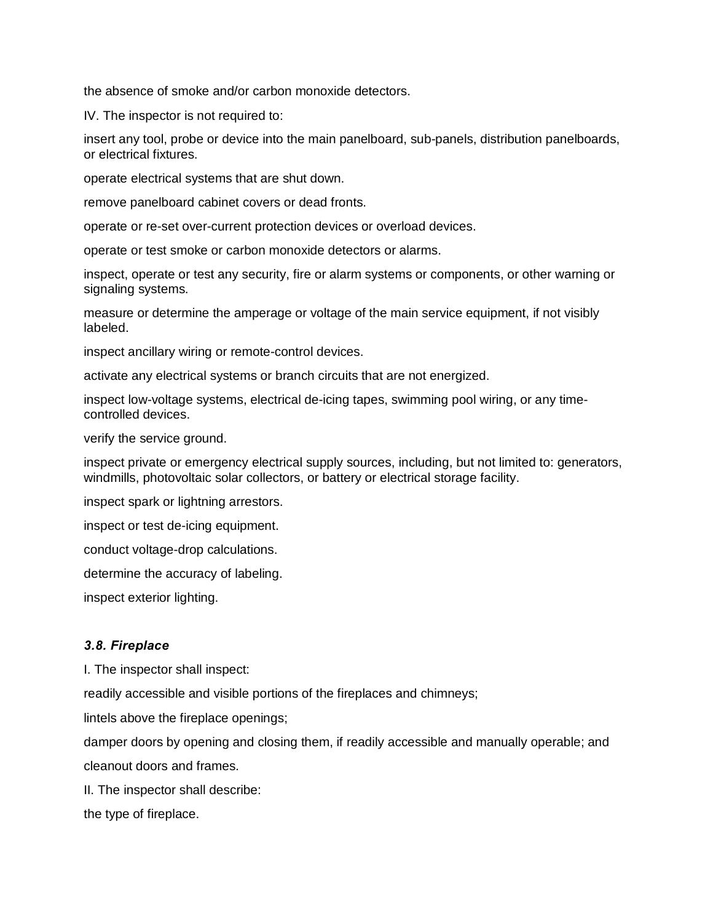the absence of smoke and/or carbon monoxide detectors.

IV. The inspector is not required to:

insert any tool, probe or device into the main panelboard, sub-panels, distribution panelboards, or electrical fixtures.

operate electrical systems that are shut down.

remove panelboard cabinet covers or dead fronts.

operate or re-set over-current protection devices or overload devices.

operate or test smoke or carbon monoxide detectors or alarms.

inspect, operate or test any security, fire or alarm systems or components, or other warning or signaling systems.

measure or determine the amperage or voltage of the main service equipment, if not visibly labeled.

inspect ancillary wiring or remote-control devices.

activate any electrical systems or branch circuits that are not energized.

inspect low-voltage systems, electrical de-icing tapes, swimming pool wiring, or any time-controlled devices.

verify the service ground.

inspect private or emergency electrical supply sources, including, but not limited to: generators, windmills, photovoltaic solar collectors, or battery or electrical storage facility.

inspect spark or lightning arrestors.

inspect or test de-icing equipment.

conduct voltage-drop calculations.

determine the accuracy of labeling.

inspect exterior lighting.

### *3.8. Fireplace*

I. The inspector shall inspect:

readily accessible and visible portions of the fireplaces and chimneys;

lintels above the fireplace openings;

damper doors by opening and closing them, if readily accessible and manually operable; and

cleanout doors and frames.

II. The inspector shall describe:

the type of fireplace.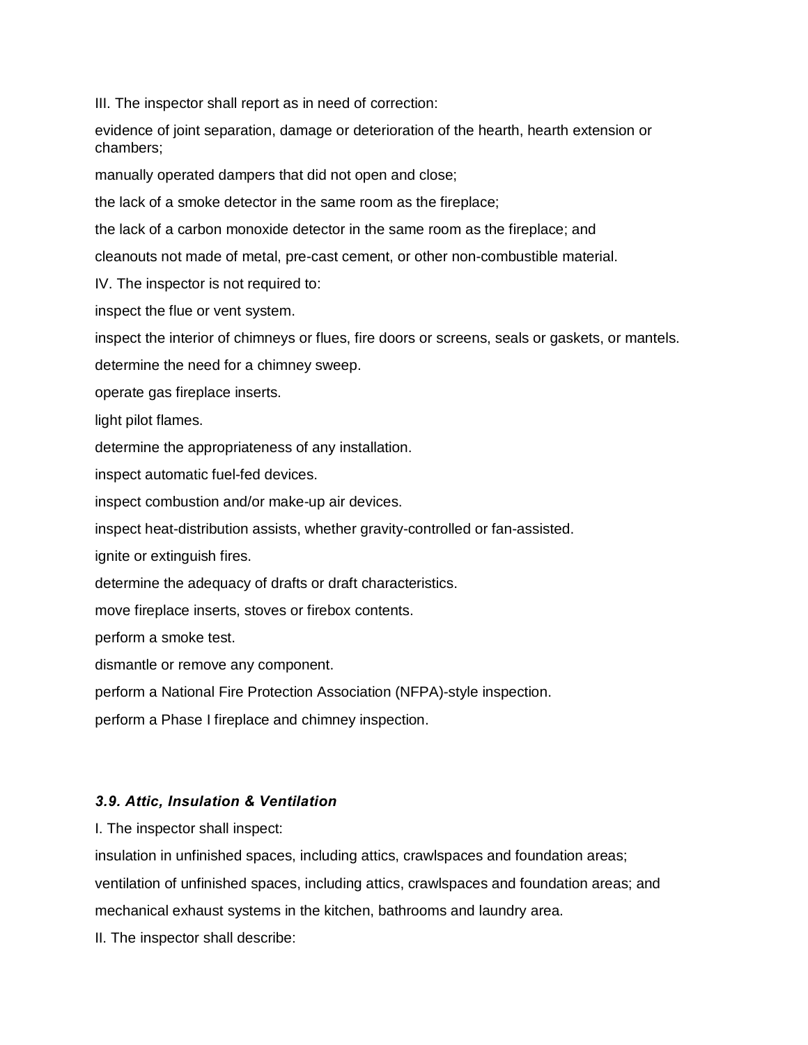III. The inspector shall report as in need of correction:

evidence of joint separation, damage or deterioration of the hearth, hearth extension or chambers;

manually operated dampers that did not open and close;

the lack of a smoke detector in the same room as the fireplace;

the lack of a carbon monoxide detector in the same room as the fireplace; and

cleanouts not made of metal, pre-cast cement, or other non-combustible material.

IV. The inspector is not required to:

inspect the flue or vent system.

inspect the interior of chimneys or flues, fire doors or screens, seals or gaskets, or mantels.

determine the need for a chimney sweep.

operate gas fireplace inserts.

light pilot flames.

determine the appropriateness of any installation.

inspect automatic fuel-fed devices.

inspect combustion and/or make-up air devices.

inspect heat-distribution assists, whether gravity-controlled or fan-assisted.

ignite or extinguish fires.

determine the adequacy of drafts or draft characteristics.

move fireplace inserts, stoves or firebox contents.

perform a smoke test.

dismantle or remove any component.

perform a National Fire Protection Association (NFPA)-style inspection.

perform a Phase I fireplace and chimney inspection.

### *3.9. Attic, Insulation & Ventilation*

I. The inspector shall inspect:

insulation in unfinished spaces, including attics, crawlspaces and foundation areas;

ventilation of unfinished spaces, including attics, crawlspaces and foundation areas; and

mechanical exhaust systems in the kitchen, bathrooms and laundry area.

II. The inspector shall describe: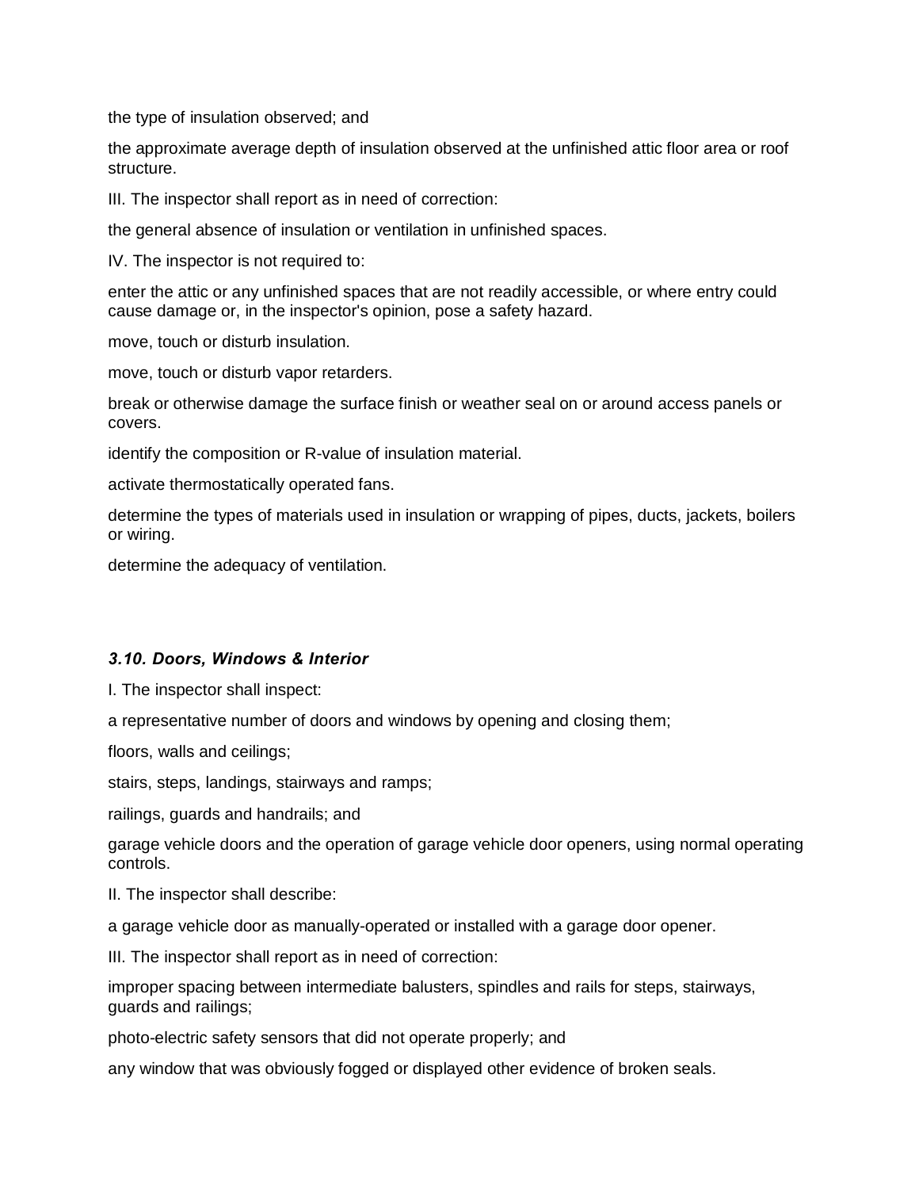the type of insulation observed; and

the approximate average depth of insulation observed at the unfinished attic floor area or roof structure.

III. The inspector shall report as in need of correction:

the general absence of insulation or ventilation in unfinished spaces.

IV. The inspector is not required to:

enter the attic or any unfinished spaces that are not readily accessible, or where entry could cause damage or, in the inspector's opinion, pose a safety hazard.

move, touch or disturb insulation.

move, touch or disturb vapor retarders.

break or otherwise damage the surface finish or weather seal on or around access panels or covers.

identify the composition or R-value of insulation material.

activate thermostatically operated fans.

determine the types of materials used in insulation or wrapping of pipes, ducts, jackets, boilers or wiring.

determine the adequacy of ventilation.

### *3.10. Doors, Windows & Interior*

I. The inspector shall inspect:

a representative number of doors and windows by opening and closing them;

floors, walls and ceilings;

stairs, steps, landings, stairways and ramps;

railings, guards and handrails; and

garage vehicle doors and the operation of garage vehicle door openers, using normal operating controls.

II. The inspector shall describe:

a garage vehicle door as manually-operated or installed with a garage door opener.

III. The inspector shall report as in need of correction:

improper spacing between intermediate balusters, spindles and rails for steps, stairways, guards and railings;

photo-electric safety sensors that did not operate properly; and

any window that was obviously fogged or displayed other evidence of broken seals.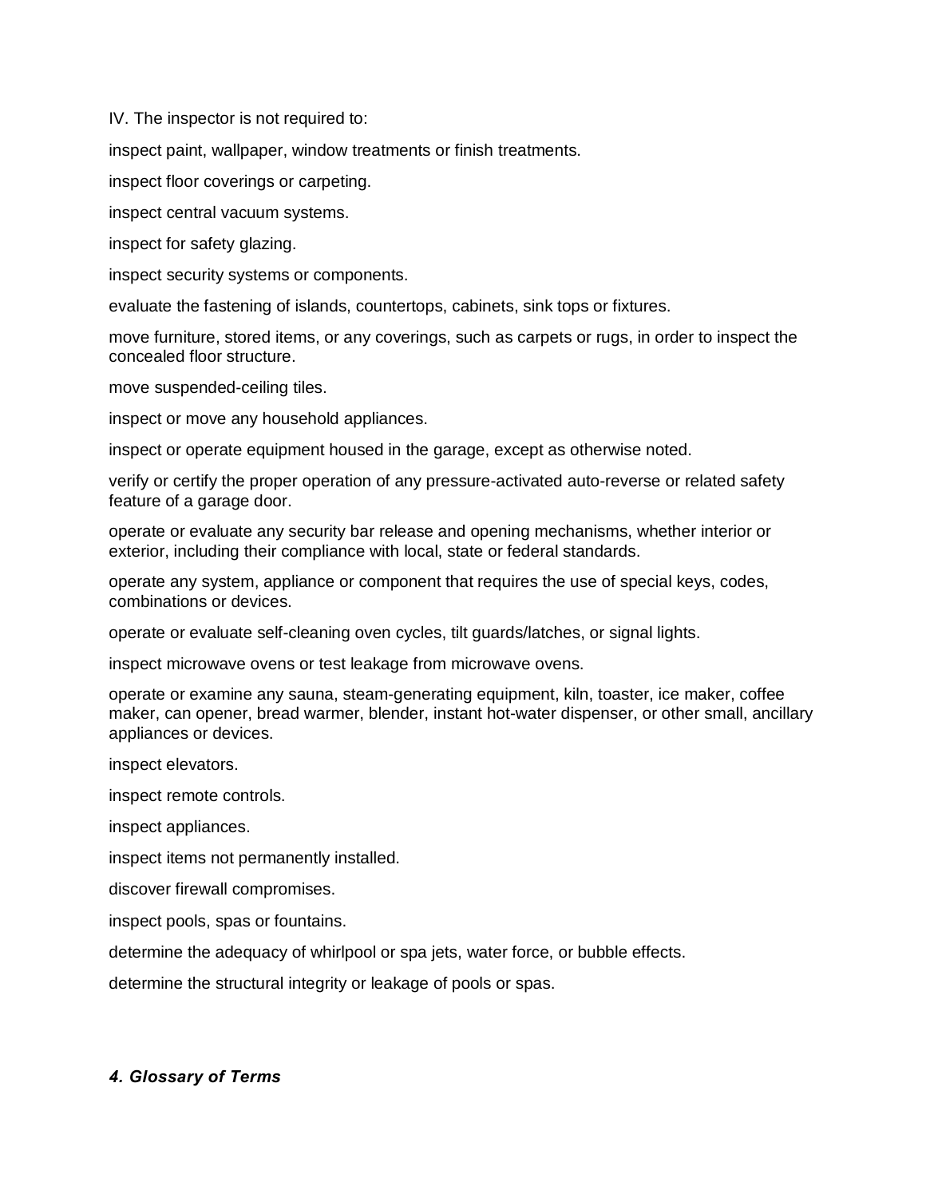IV. The inspector is not required to:

inspect paint, wallpaper, window treatments or finish treatments.

inspect floor coverings or carpeting.

inspect central vacuum systems.

inspect for safety glazing.

inspect security systems or components.

evaluate the fastening of islands, countertops, cabinets, sink tops or fixtures.

move furniture, stored items, or any coverings, such as carpets or rugs, in order to inspect the concealed floor structure.

move suspended-ceiling tiles.

inspect or move any household appliances.

inspect or operate equipment housed in the garage, except as otherwise noted.

verify or certify the proper operation of any pressure-activated auto-reverse or related safety feature of a garage door.

operate or evaluate any security bar release and opening mechanisms, whether interior or exterior, including their compliance with local, state or federal standards.

operate any system, appliance or component that requires the use of special keys, codes, combinations or devices.

operate or evaluate self-cleaning oven cycles, tilt guards/latches, or signal lights.

inspect microwave ovens or test leakage from microwave ovens.

operate or examine any sauna, steam-generating equipment, kiln, toaster, ice maker, coffee maker, can opener, bread warmer, blender, instant hot-water dispenser, or other small, ancillary appliances or devices.

inspect elevators.

inspect remote controls.

inspect appliances.

inspect items not permanently installed.

discover firewall compromises.

inspect pools, spas or fountains.

determine the adequacy of whirlpool or spa jets, water force, or bubble effects.

determine the structural integrity or leakage of pools or spas.

### *4. Glossary of Terms*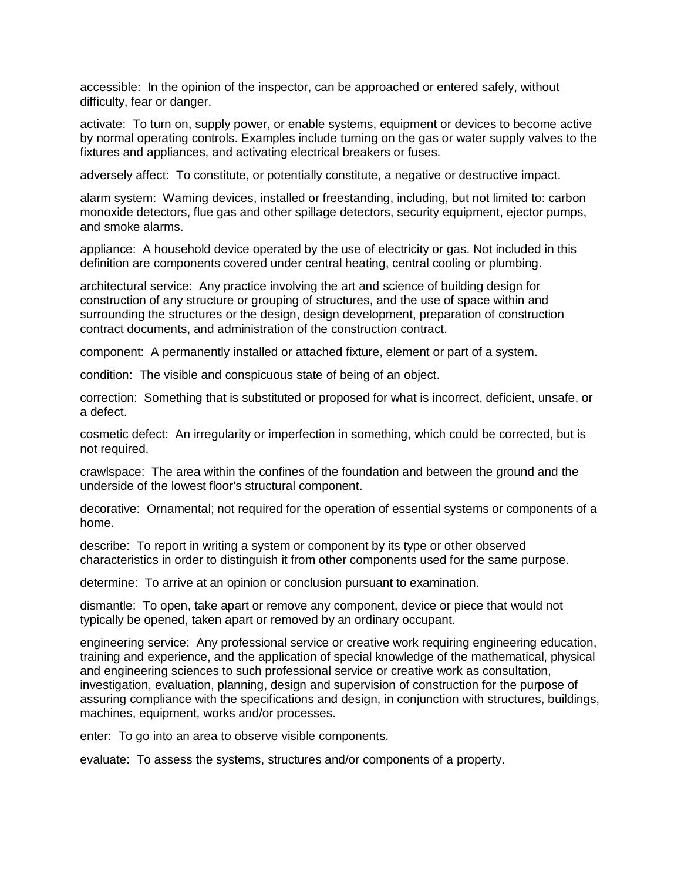accessible: In the opinion of the inspector, can be approached or entered safely, without difficulty, fear or danger.

activate: To turn on, supply power, or enable systems, equipment or devices to become active by normal operating controls. Examples include turning on the gas or water supply valves to the fixtures and appliances, and activating electrical breakers or fuses.

adversely affect: To constitute, or potentially constitute, a negative or destructive impact.

alarm system: Warning devices, installed or freestanding, including, but not limited to: carbon monoxide detectors, flue gas and other spillage detectors, security equipment, ejector pumps, and smoke alarms.

appliance: A household device operated by the use of electricity or gas. Not included in this definition are components covered under central heating, central cooling or plumbing.

architectural service: Any practice involving the art and science of building design for construction of any structure or grouping of structures, and the use of space within and surrounding the structures or the design, design development, preparation of construction contract documents, and administration of the construction contract.

component: A permanently installed or attached fixture, element or part of a system.

condition: The visible and conspicuous state of being of an object.

correction: Something that is substituted or proposed for what is incorrect, deficient, unsafe, or a defect.

cosmetic defect: An irregularity or imperfection in something, which could be corrected, but is not required.

crawlspace: The area within the confines of the foundation and between the ground and the underside of the lowest floor's structural component.

decorative: Ornamental; not required for the operation of essential systems or components of a home.

describe: To report in writing a system or component by its type or other observed characteristics in order to distinguish it from other components used for the same purpose.

determine: To arrive at an opinion or conclusion pursuant to examination.

dismantle: To open, take apart or remove any component, device or piece that would not typically be opened, taken apart or removed by an ordinary occupant.

engineering service: Any professional service or creative work requiring engineering education, training and experience, and the application of special knowledge of the mathematical, physical and engineering sciences to such professional service or creative work as consultation, investigation, evaluation, planning, design and supervision of construction for the purpose of assuring compliance with the specifications and design, in conjunction with structures, buildings, machines, equipment, works and/or processes.

enter: To go into an area to observe visible components.

evaluate: To assess the systems, structures and/or components of a property.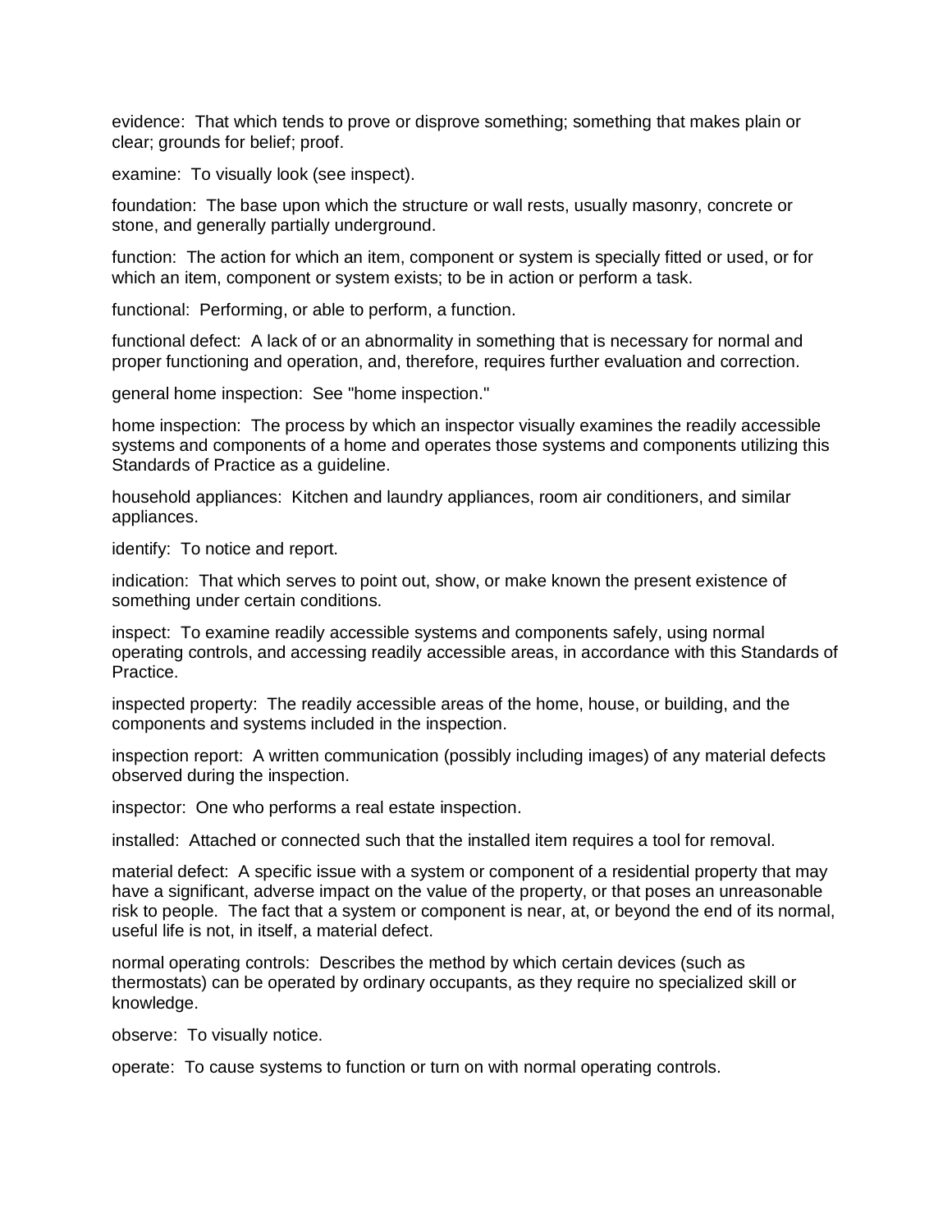evidence:  That which tends to prove or disprove something; something that makes plain or clear; grounds for belief; proof.

examine:  To visually look (see inspect).

foundation:  The base upon which the structure or wall rests, usually masonry, concrete or stone, and generally partially underground.

function:  The action for which an item, component or system is specially fitted or used, or for which an item, component or system exists; to be in action or perform a task.

functional:  Performing, or able to perform, a function.

functional defect:  A lack of or an abnormality in something that is necessary for normal and proper functioning and operation, and, therefore, requires further evaluation and correction.

general home inspection:  See "home inspection."

home inspection:  The process by which an inspector visually examines the readily accessible systems and components of a home and operates those systems and components utilizing this Standards of Practice as a guideline.

household appliances:  Kitchen and laundry appliances, room air conditioners, and similar appliances.

identify:  To notice and report.

indication:  That which serves to point out, show, or make known the present existence of something under certain conditions.

inspect:  To examine readily accessible systems and components safely, using normal operating controls, and accessing readily accessible areas, in accordance with this Standards of Practice.

inspected property:  The readily accessible areas of the home, house, or building, and the components and systems included in the inspection.

inspection report:  A written communication (possibly including images) of any material defects observed during the inspection.

inspector:  One who performs a real estate inspection.

installed:  Attached or connected such that the installed item requires a tool for removal.

material defect:  A specific issue with a system or component of a residential property that may have a significant, adverse impact on the value of the property, or that poses an unreasonable risk to people.  The fact that a system or component is near, at, or beyond the end of its normal, useful life is not, in itself, a material defect.

normal operating controls:  Describes the method by which certain devices (such as thermostats) can be operated by ordinary occupants, as they require no specialized skill or knowledge.

observe:  To visually notice.

operate:  To cause systems to function or turn on with normal operating controls.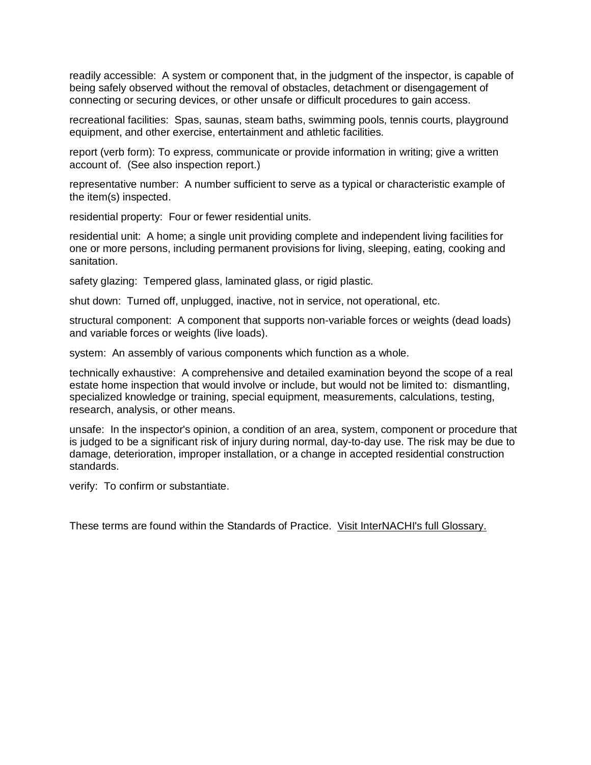readily accessible: A system or component that, in the judgment of the inspector, is capable of being safely observed without the removal of obstacles, detachment or disengagement of connecting or securing devices, or other unsafe or difficult procedures to gain access.

recreational facilities: Spas, saunas, steam baths, swimming pools, tennis courts, playground equipment, and other exercise, entertainment and athletic facilities.

report (verb form): To express, communicate or provide information in writing; give a written account of. (See also inspection report.)

representative number: A number sufficient to serve as a typical or characteristic example of the item(s) inspected.

residential property: Four or fewer residential units.

residential unit: A home; a single unit providing complete and independent living facilities for one or more persons, including permanent provisions for living, sleeping, eating, cooking and sanitation.

safety glazing: Tempered glass, laminated glass, or rigid plastic.

shut down: Turned off, unplugged, inactive, not in service, not operational, etc.

structural component: A component that supports non-variable forces or weights (dead loads) and variable forces or weights (live loads).

system: An assembly of various components which function as a whole.

technically exhaustive: A comprehensive and detailed examination beyond the scope of a real estate home inspection that would involve or include, but would not be limited to: dismantling, specialized knowledge or training, special equipment, measurements, calculations, testing, research, analysis, or other means.

unsafe: In the inspector's opinion, a condition of an area, system, component or procedure that is judged to be a significant risk of injury during normal, day-to-day use. The risk may be due to damage, deterioration, improper installation, or a change in accepted residential construction standards.

verify: To confirm or substantiate.

These terms are found within the Standards of Practice. Visit InterNACHI's full Glossary.